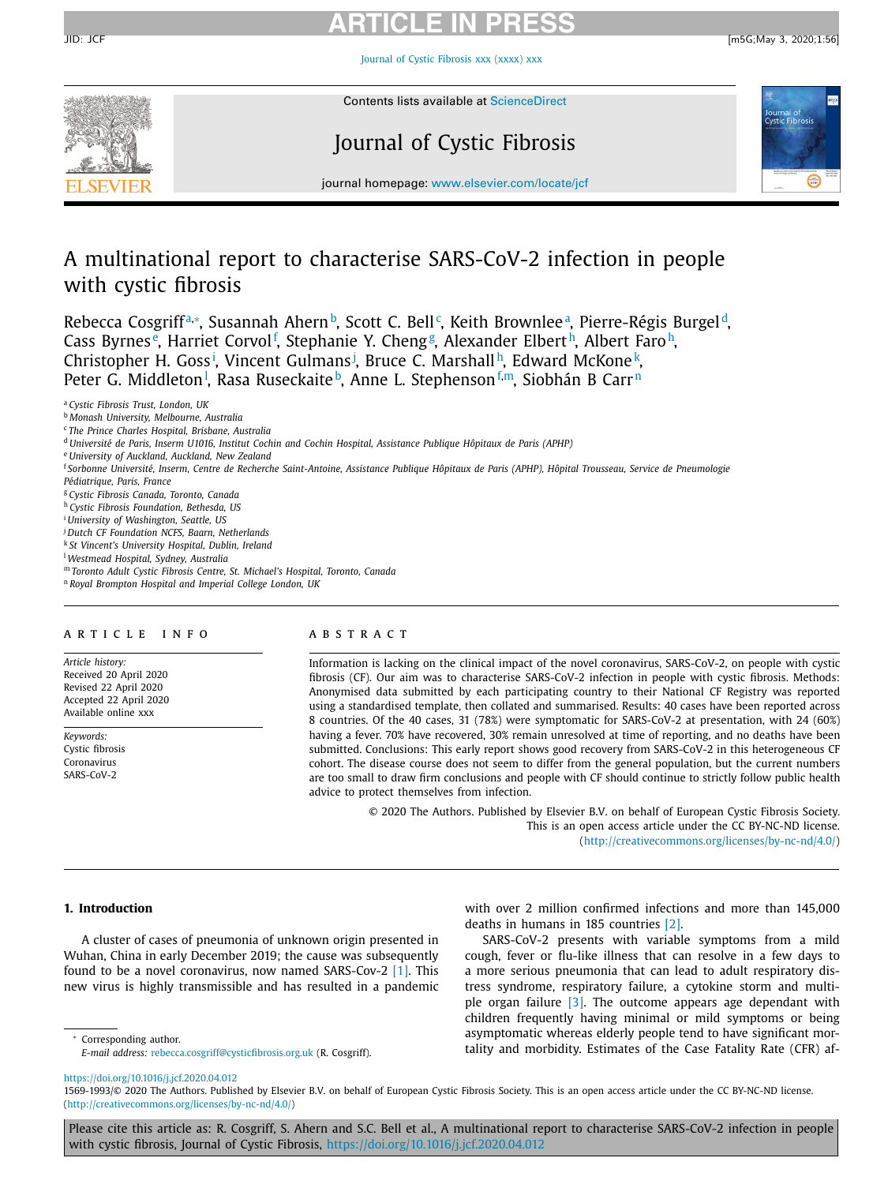# A multinational report to characterise SARS-CoV-2 infection in people with cystic fibrosis

Rebecca Cosgriff[a,*], Susannah Ahern[b], Scott C. Bell[c], Keith Brownlee[a], Pierre-Régis Burgel[d], Cass Byrnes[e], Harriet Corvol[f], Stephanie Y. Cheng[g], Alexander Elbert[h], Albert Faro[h], Christopher H. Goss[i], Vincent Gulmans[j], Bruce C. Marshall[h], Edward McKone[k], Peter G. Middleton[l], Rasa Ruseckaite[b], Anne L. Stephenson[f,m], Siobhán B Carr[n]

[a] *Cystic Fibrosis Trust, London, UK*
[b] *Monash University, Melbourne, Australia*
[c] *The Prince Charles Hospital, Brisbane, Australia*
[d] *Université de Paris, Inserm U1016, Institut Cochin and Cochin Hospital, Assistance Publique Hôpitaux de Paris (APHP)*
[e] *University of Auckland, Auckland, New Zealand*
[f] *Sorbonne Université, Inserm, Centre de Recherche Saint-Antoine, Assistance Publique Hôpitaux de Paris (APHP), Hôpital Trousseau, Service de Pneumologie Pédiatrique, Paris, France*
[g] *Cystic Fibrosis Canada, Toronto, Canada*
[h] *Cystic Fibrosis Foundation, Bethesda, US*
[i] *University of Washington, Seattle, US*
[j] *Dutch CF Foundation NCFS, Baarn, Netherlands*
[k] *St Vincent's University Hospital, Dublin, Ireland*
[l] *Westmead Hospital, Sydney, Australia*
[m] *Toronto Adult Cystic Fibrosis Centre, St. Michael's Hospital, Toronto, Canada*
[n] *Royal Brompton Hospital and Imperial College London, UK*

## ARTICLE INFO

*Article history:*
Received 20 April 2020
Revised 22 April 2020
Accepted 22 April 2020
Available online xxx

*Keywords:*
Cystic fibrosis
Coronavirus
SARS-CoV-2

## ABSTRACT

Information is lacking on the clinical impact of the novel coronavirus, SARS-CoV-2, on people with cystic fibrosis (CF). Our aim was to characterise SARS-CoV-2 infection in people with cystic fibrosis. Methods: Anonymised data submitted by each participating country to their National CF Registry was reported using a standardised template, then collated and summarised. Results: 40 cases have been reported across 8 countries. Of the 40 cases, 31 (78%) were symptomatic for SARS-CoV-2 at presentation, with 24 (60%) having a fever. 70% have recovered, 30% remain unresolved at time of reporting, and no deaths have been submitted. Conclusions: This early report shows good recovery from SARS-CoV-2 in this heterogeneous CF cohort. The disease course does not seem to differ from the general population, but the current numbers are too small to draw firm conclusions and people with CF should continue to strictly follow public health advice to protect themselves from infection.

© 2020 The Authors. Published by Elsevier B.V. on behalf of European Cystic Fibrosis Society. This is an open access article under the CC BY-NC-ND license. (http://creativecommons.org/licenses/by-nc-nd/4.0/)

## 1. Introduction

A cluster of cases of pneumonia of unknown origin presented in Wuhan, China in early December 2019; the cause was subsequently found to be a novel coronavirus, now named SARS-Cov-2 [1]. This new virus is highly transmissible and has resulted in a pandemic with over 2 million confirmed infections and more than 145,000 deaths in humans in 185 countries [2].

SARS-CoV-2 presents with variable symptoms from a mild cough, fever or flu-like illness that can resolve in a few days to a more serious pneumonia that can lead to adult respiratory distress syndrome, respiratory failure, a cytokine storm and multiple organ failure [3]. The outcome appears age dependant with children frequently having minimal or mild symptoms or being asymptomatic whereas elderly people tend to have significant mortality and morbidity. Estimates of the Case Fatality Rate (CFR) af-

* Corresponding author.
*E-mail address:* rebecca.cosgriff@cysticfibrosis.org.uk (R. Cosgriff).

https://doi.org/10.1016/j.jcf.2020.04.012
1569-1993/© 2020 The Authors. Published by Elsevier B.V. on behalf of European Cystic Fibrosis Society. This is an open access article under the CC BY-NC-ND license. (http://creativecommons.org/licenses/by-nc-nd/4.0/)

Please cite this article as: R. Cosgriff, S. Ahern and S.C. Bell et al., A multinational report to characterise SARS-CoV-2 infection in people with cystic fibrosis, Journal of Cystic Fibrosis, https://doi.org/10.1016/j.jcf.2020.04.012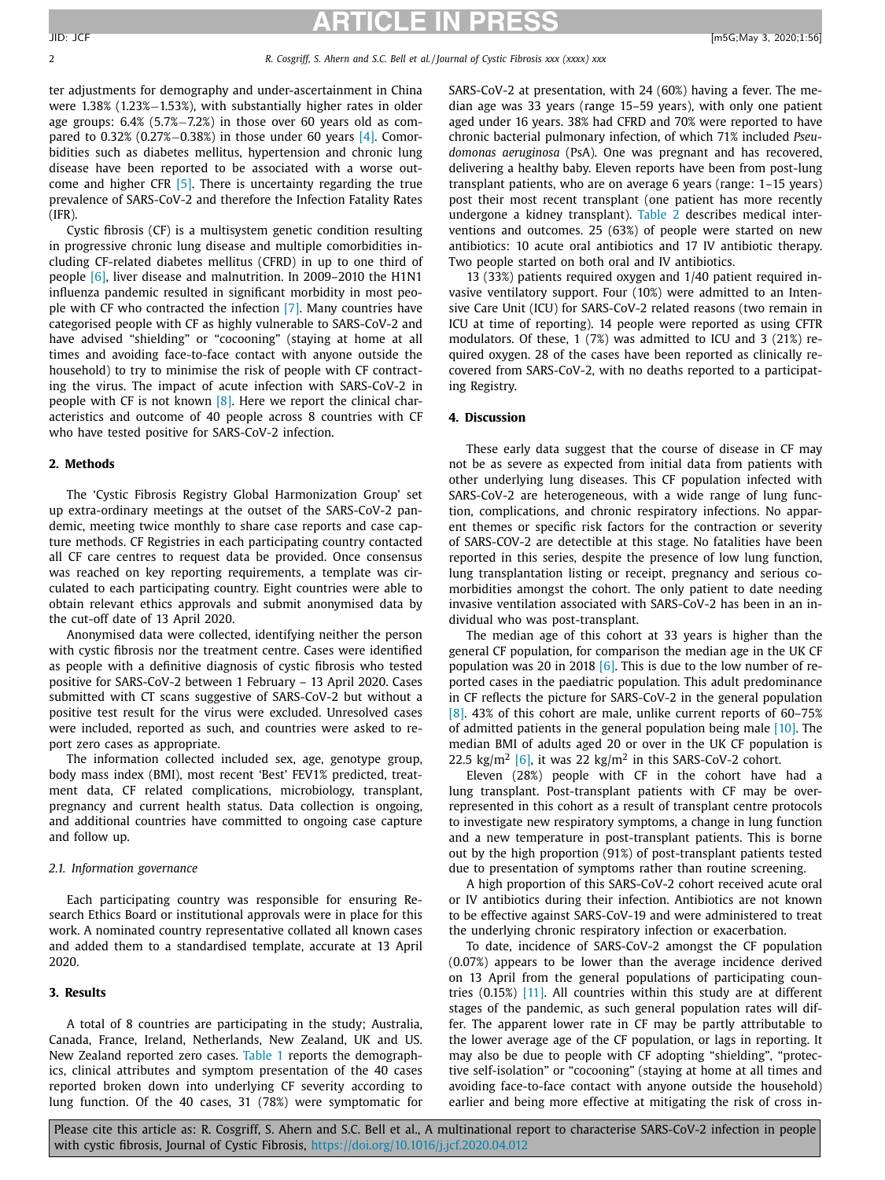ter adjustments for demography and under-ascertainment in China were 1.38% (1.23%−1.53%), with substantially higher rates in older age groups: 6.4% (5.7%−7.2%) in those over 60 years old as compared to 0.32% (0.27%−0.38%) in those under 60 years [4]. Comorbidities such as diabetes mellitus, hypertension and chronic lung disease have been reported to be associated with a worse outcome and higher CFR [5]. There is uncertainty regarding the true prevalence of SARS-CoV-2 and therefore the Infection Fatality Rates (IFR).

Cystic fibrosis (CF) is a multisystem genetic condition resulting in progressive chronic lung disease and multiple comorbidities including CF-related diabetes mellitus (CFRD) in up to one third of people [6], liver disease and malnutrition. In 2009–2010 the H1N1 influenza pandemic resulted in significant morbidity in most people with CF who contracted the infection [7]. Many countries have categorised people with CF as highly vulnerable to SARS-CoV-2 and have advised "shielding" or "cocooning" (staying at home at all times and avoiding face-to-face contact with anyone outside the household) to try to minimise the risk of people with CF contracting the virus. The impact of acute infection with SARS-CoV-2 in people with CF is not known [8]. Here we report the clinical characteristics and outcome of 40 people across 8 countries with CF who have tested positive for SARS-CoV-2 infection.

## 2. Methods

The 'Cystic Fibrosis Registry Global Harmonization Group' set up extra-ordinary meetings at the outset of the SARS-CoV-2 pandemic, meeting twice monthly to share case reports and case capture methods. CF Registries in each participating country contacted all CF care centres to request data be provided. Once consensus was reached on key reporting requirements, a template was circulated to each participating country. Eight countries were able to obtain relevant ethics approvals and submit anonymised data by the cut-off date of 13 April 2020.

Anonymised data were collected, identifying neither the person with cystic fibrosis nor the treatment centre. Cases were identified as people with a definitive diagnosis of cystic fibrosis who tested positive for SARS-CoV-2 between 1 February – 13 April 2020. Cases submitted with CT scans suggestive of SARS-CoV-2 but without a positive test result for the virus were excluded. Unresolved cases were included, reported as such, and countries were asked to report zero cases as appropriate.

The information collected included sex, age, genotype group, body mass index (BMI), most recent 'Best' FEV1% predicted, treatment data, CF related complications, microbiology, transplant, pregnancy and current health status. Data collection is ongoing, and additional countries have committed to ongoing case capture and follow up.

### 2.1. Information governance

Each participating country was responsible for ensuring Research Ethics Board or institutional approvals were in place for this work. A nominated country representative collated all known cases and added them to a standardised template, accurate at 13 April 2020.

## 3. Results

A total of 8 countries are participating in the study; Australia, Canada, France, Ireland, Netherlands, New Zealand, UK and US. New Zealand reported zero cases. Table 1 reports the demographics, clinical attributes and symptom presentation of the 40 cases reported broken down into underlying CF severity according to lung function. Of the 40 cases, 31 (78%) were symptomatic for SARS-CoV-2 at presentation, with 24 (60%) having a fever. The median age was 33 years (range 15–59 years), with only one patient aged under 16 years. 38% had CFRD and 70% were reported to have chronic bacterial pulmonary infection, of which 71% included *Pseudomonas aeruginosa* (PsA). One was pregnant and has recovered, delivering a healthy baby. Eleven reports have been from post-lung transplant patients, who are on average 6 years (range: 1–15 years) post their most recent transplant (one patient has more recently undergone a kidney transplant). Table 2 describes medical interventions and outcomes. 25 (63%) of people were started on new antibiotics: 10 acute oral antibiotics and 17 IV antibiotic therapy. Two people started on both oral and IV antibiotics.

13 (33%) patients required oxygen and 1/40 patient required invasive ventilatory support. Four (10%) were admitted to an Intensive Care Unit (ICU) for SARS-CoV-2 related reasons (two remain in ICU at time of reporting). 14 people were reported as using CFTR modulators. Of these, 1 (7%) was admitted to ICU and 3 (21%) required oxygen. 28 of the cases have been reported as clinically recovered from SARS-CoV-2, with no deaths reported to a participating Registry.

## 4. Discussion

These early data suggest that the course of disease in CF may not be as severe as expected from initial data from patients with other underlying lung diseases. This CF population infected with SARS-CoV-2 are heterogeneous, with a wide range of lung function, complications, and chronic respiratory infections. No apparent themes or specific risk factors for the contraction or severity of SARS-COV-2 are detectible at this stage. No fatalities have been reported in this series, despite the presence of low lung function, lung transplantation listing or receipt, pregnancy and serious comorbidities amongst the cohort. The only patient to date needing invasive ventilation associated with SARS-CoV-2 has been in an individual who was post-transplant.

The median age of this cohort at 33 years is higher than the general CF population, for comparison the median age in the UK CF population was 20 in 2018 [6]. This is due to the low number of reported cases in the paediatric population. This adult predominance in CF reflects the picture for SARS-CoV-2 in the general population [8]. 43% of this cohort are male, unlike current reports of 60–75% of admitted patients in the general population being male [10]. The median BMI of adults aged 20 or over in the UK CF population is 22.5 $kg/m^2$ [6], it was 22 $kg/m^2$ in this SARS-CoV-2 cohort.

Eleven (28%) people with CF in the cohort have had a lung transplant. Post-transplant patients with CF may be over-represented in this cohort as a result of transplant centre protocols to investigate new respiratory symptoms, a change in lung function and a new temperature in post-transplant patients. This is borne out by the high proportion (91%) of post-transplant patients tested due to presentation of symptoms rather than routine screening.

A high proportion of this SARS-CoV-2 cohort received acute oral or IV antibiotics during their infection. Antibiotics are not known to be effective against SARS-CoV-19 and were administered to treat the underlying chronic respiratory infection or exacerbation.

To date, incidence of SARS-CoV-2 amongst the CF population (0.07%) appears to be lower than the average incidence derived on 13 April from the general populations of participating countries (0.15%) [11]. All countries within this study are at different stages of the pandemic, as such general population rates will differ. The apparent lower rate in CF may be partly attributable to the lower average age of the CF population, or lags in reporting. It may also be due to people with CF adopting "shielding", "protective self-isolation" or "cocooning" (staying at home at all times and avoiding face-to-face contact with anyone outside the household) earlier and being more effective at mitigating the risk of cross in-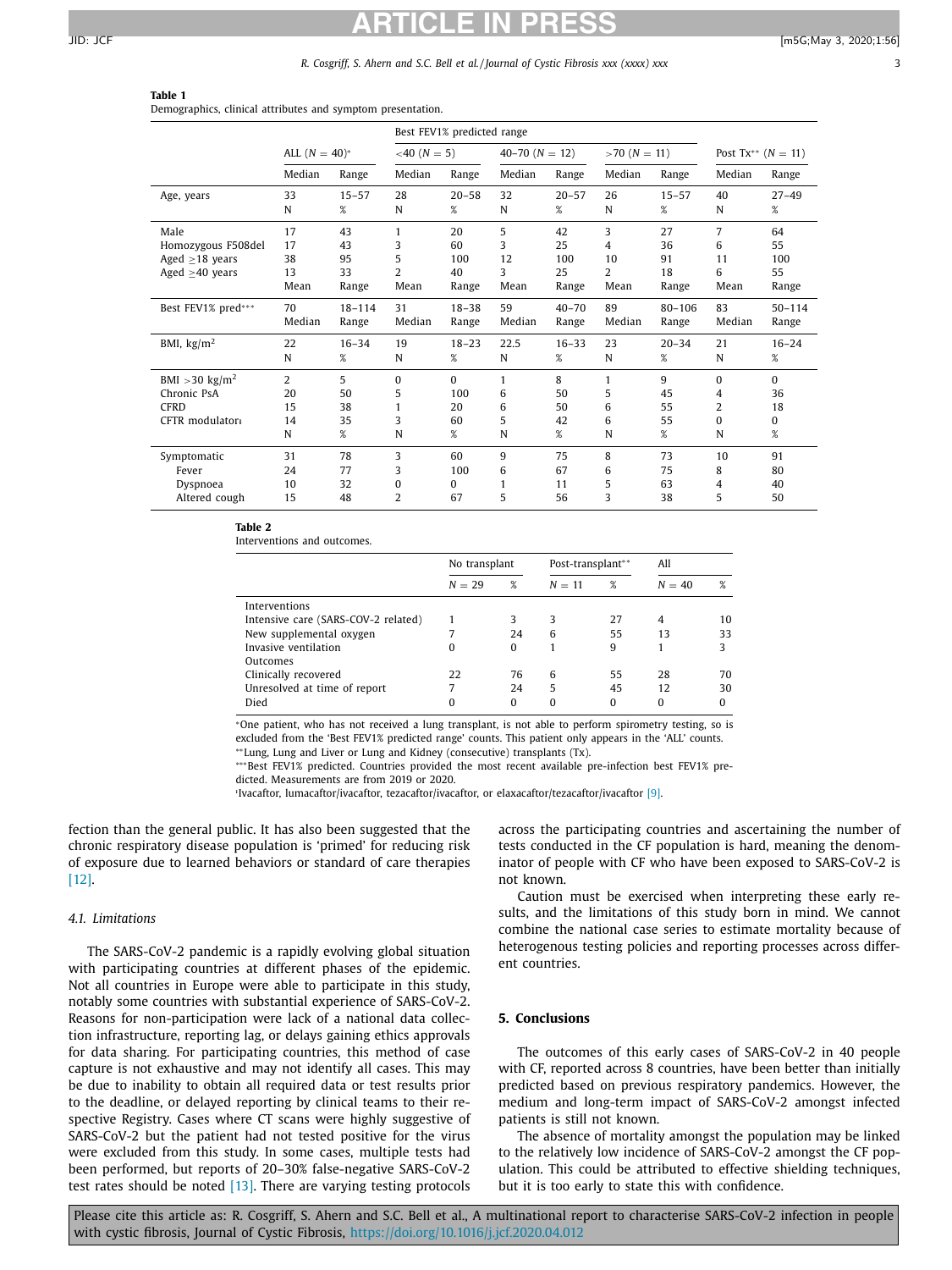**Table 1**
Demographics, clinical attributes and symptom presentation.

| | ALL (N = 40)* | | Best FEV1% predicted range | | | | | | Post Tx** (N = 11) | |
|---|---|---|---|---|---|---|---|---|---|---|
| | | | <40 (N = 5) | | 40–70 (N = 12) | | >70 (N = 11) | | | |
| | Median | Range | Median | Range | Median | Range | Median | Range | Median | Range |
| Age, years | 33 | 15–57 | 28 | 20–58 | 32 | 20–57 | 26 | 15–57 | 40 | 27–49 |
| | N | % | N | % | N | % | N | % | N | % |
| Male | 17 | 43 | 1 | 20 | 5 | 42 | 3 | 27 | 7 | 64 |
| Homozygous F508del | 17 | 43 | 3 | 60 | 3 | 25 | 4 | 36 | 6 | 55 |
| Aged ≥18 years | 38 | 95 | 5 | 100 | 12 | 100 | 10 | 91 | 11 | 100 |
| Aged ≥40 years | 13 | 33 | 2 | 40 | 3 | 25 | 2 | 18 | 6 | 55 |
| | Mean | Range | Mean | Range | Mean | Range | Mean | Range | Mean | Range |
| Best FEV1% pred*** | 70 | 18–114 | 31 | 18–38 | 59 | 40–70 | 89 | 80–106 | 83 | 50–114 |
| | Median | Range | Median | Range | Median | Range | Median | Range | Median | Range |
| BMI, kg/m$^2$ | 22 | 16–34 | 19 | 18–23 | 22.5 | 16–33 | 23 | 20–34 | 21 | 16–24 |
| | N | % | N | % | N | % | N | % | N | % |
| BMI >30 kg/m$^2$ | 2 | 5 | 0 | 0 | 1 | 8 | 1 | 9 | 0 | 0 |
| Chronic PsA | 20 | 50 | 5 | 100 | 6 | 50 | 5 | 45 | 4 | 36 |
| CFRD | 15 | 38 | 1 | 20 | 6 | 50 | 6 | 55 | 2 | 18 |
| CFTR modulatorᵻ | 14 | 35 | 3 | 60 | 5 | 42 | 6 | 55 | 0 | 0 |
| | N | % | N | % | N | % | N | % | N | % |
| Symptomatic | 31 | 78 | 3 | 60 | 9 | 75 | 8 | 73 | 10 | 91 |
| Fever | 24 | 77 | 3 | 100 | 6 | 67 | 6 | 75 | 8 | 80 |
| Dyspnoea | 10 | 32 | 0 | 0 | 1 | 11 | 5 | 63 | 4 | 40 |
| Altered cough | 15 | 48 | 2 | 67 | 5 | 56 | 3 | 38 | 5 | 50 |

**Table 2**
Interventions and outcomes.

| | No transplant | | Post-transplant** | | All | |
|---|---|---|---|---|---|---|
| | N = 29 | % | N = 11 | % | N = 40 | % |
| Interventions | | | | | | |
| Intensive care (SARS-COV-2 related) | 1 | 3 | 3 | 27 | 4 | 10 |
| New supplemental oxygen | 7 | 24 | 6 | 55 | 13 | 33 |
| Invasive ventilation | 0 | 0 | 1 | 9 | 1 | 3 |
| Outcomes | | | | | | |
| Clinically recovered | 22 | 76 | 6 | 55 | 28 | 70 |
| Unresolved at time of report | 7 | 24 | 5 | 45 | 12 | 30 |
| Died | 0 | 0 | 0 | 0 | 0 | 0 |

*One patient, who has not received a lung transplant, is not able to perform spirometry testing, so is excluded from the 'Best FEV1% predicted range' counts. This patient only appears in the 'ALL' counts.
**Lung, Lung and Liver or Lung and Kidney (consecutive) transplants (Tx).
***Best FEV1% predicted. Countries provided the most recent available pre-infection best FEV1% predicted. Measurements are from 2019 or 2020.
ᵻIvacaftor, lumacaftor/ivacaftor, tezacaftor/ivacaftor, or elaxacaftor/tezacaftor/ivacaftor [9].

fection than the general public. It has also been suggested that the chronic respiratory disease population is 'primed' for reducing risk of exposure due to learned behaviors or standard of care therapies [12].

### 4.1. Limitations

The SARS-CoV-2 pandemic is a rapidly evolving global situation with participating countries at different phases of the epidemic. Not all countries in Europe were able to participate in this study, notably some countries with substantial experience of SARS-CoV-2. Reasons for non-participation were lack of a national data collection infrastructure, reporting lag, or delays gaining ethics approvals for data sharing. For participating countries, this method of case capture is not exhaustive and may not identify all cases. This may be due to inability to obtain all required data or test results prior to the deadline, or delayed reporting by clinical teams to their respective Registry. Cases where CT scans were highly suggestive of SARS-CoV-2 but the patient had not tested positive for the virus were excluded from this study. In some cases, multiple tests had been performed, but reports of 20–30% false-negative SARS-CoV-2 test rates should be noted [13]. There are varying testing protocols across the participating countries and ascertaining the number of tests conducted in the CF population is hard, meaning the denominator of people with CF who have been exposed to SARS-CoV-2 is not known.

Caution must be exercised when interpreting these early results, and the limitations of this study born in mind. We cannot combine the national case series to estimate mortality because of heterogenous testing policies and reporting processes across different countries.

## 5. Conclusions

The outcomes of this early cases of SARS-CoV-2 in 40 people with CF, reported across 8 countries, have been better than initially predicted based on previous respiratory pandemics. However, the medium and long-term impact of SARS-CoV-2 amongst infected patients is still not known.

The absence of mortality amongst the population may be linked to the relatively low incidence of SARS-CoV-2 amongst the CF population. This could be attributed to effective shielding techniques, but it is too early to state this with confidence.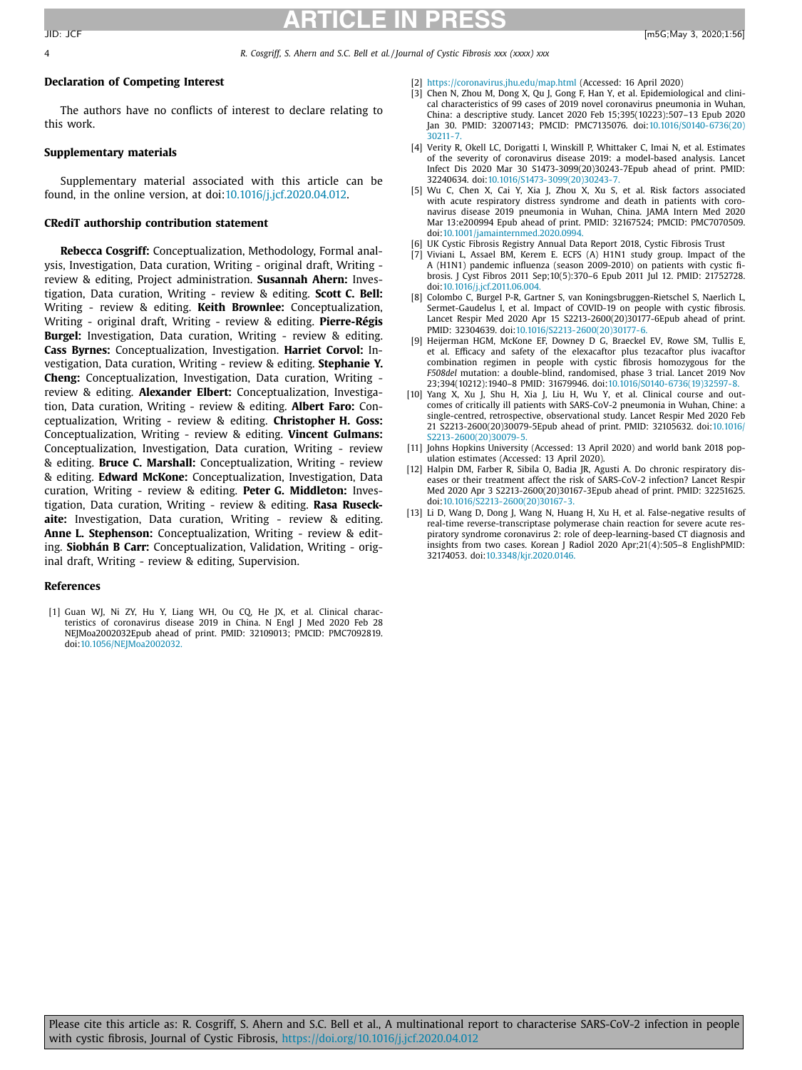## Declaration of Competing Interest

The authors have no conflicts of interest to declare relating to this work.

## Supplementary materials

Supplementary material associated with this article can be found, in the online version, at doi:10.1016/j.jcf.2020.04.012.

## CRediT authorship contribution statement

**Rebecca Cosgriff:** Conceptualization, Methodology, Formal analysis, Investigation, Data curation, Writing - original draft, Writing - review & editing, Project administration. **Susannah Ahern:** Investigation, Data curation, Writing - review & editing. **Scott C. Bell:** Writing - review & editing. **Keith Brownlee:** Conceptualization, Writing - original draft, Writing - review & editing. **Pierre-Régis Burgel:** Investigation, Data curation, Writing - review & editing. **Cass Byrnes:** Conceptualization, Investigation. **Harriet Corvol:** Investigation, Data curation, Writing - review & editing. **Stephanie Y. Cheng:** Conceptualization, Investigation, Data curation, Writing - review & editing. **Alexander Elbert:** Conceptualization, Investigation, Data curation, Writing - review & editing. **Albert Faro:** Conceptualization, Writing - review & editing. **Christopher H. Goss:** Conceptualization, Writing - review & editing. **Vincent Gulmans:** Conceptualization, Investigation, Data curation, Writing - review & editing. **Bruce C. Marshall:** Conceptualization, Writing - review & editing. **Edward McKone:** Conceptualization, Investigation, Data curation, Writing - review & editing. **Peter G. Middleton:** Investigation, Data curation, Writing - review & editing. **Rasa Ruseckaite:** Investigation, Data curation, Writing - review & editing. **Anne L. Stephenson:** Conceptualization, Writing - review & editing. **Siobhán B Carr:** Conceptualization, Validation, Writing - original draft, Writing - review & editing, Supervision.

## References

[1] Guan WJ, Ni ZY, Hu Y, Liang WH, Ou CQ, He JX, et al. Clinical characteristics of coronavirus disease 2019 in China. N Engl J Med 2020 Feb 28 NEJMoa2002032Epub ahead of print. PMID: 32109013; PMCID: PMC7092819. doi:10.1056/NEJMoa2002032.

[2] https://coronavirus.jhu.edu/map.html (Accessed: 16 April 2020)

[3] Chen N, Zhou M, Dong X, Qu J, Gong F, Han Y, et al. Epidemiological and clinical characteristics of 99 cases of 2019 novel coronavirus pneumonia in Wuhan, China: a descriptive study. Lancet 2020 Feb 15;395(10223):507–13 Epub 2020 Jan 30. PMID: 32007143; PMCID: PMC7135076. doi:10.1016/S0140-6736(20)30211-7.

[4] Verity R, Okell LC, Dorigatti I, Winskill P, Whittaker C, Imai N, et al. Estimates of the severity of coronavirus disease 2019: a model-based analysis. Lancet Infect Dis 2020 Mar 30 S1473-3099(20)30243-7Epub ahead of print. PMID: 32240634. doi:10.1016/S1473-3099(20)30243-7.

[5] Wu C, Chen X, Cai Y, Xia J, Zhou X, Xu S, et al. Risk factors associated with acute respiratory distress syndrome and death in patients with coronavirus disease 2019 pneumonia in Wuhan, China. JAMA Intern Med 2020 Mar 13:e200994 Epub ahead of print. PMID: 32167524; PMCID: PMC7070509. doi:10.1001/jamainternmed.2020.0994.

[6] UK Cystic Fibrosis Registry Annual Data Report 2018, Cystic Fibrosis Trust

[7] Viviani L, Assael BM, Kerem E. ECFS (A) H1N1 study group. Impact of the A (H1N1) pandemic influenza (season 2009-2010) on patients with cystic fibrosis. J Cyst Fibros 2011 Sep;10(5):370–6 Epub 2011 Jul 12. PMID: 21752728. doi:10.1016/j.jcf.2011.06.004.

[8] Colombo C, Burgel P-R, Gartner S, van Koningsbruggen-Rietschel S, Naerlich L, Sermet-Gaudelus I, et al. Impact of COVID-19 on people with cystic fibrosis. Lancet Respir Med 2020 Apr 15 S2213-2600(20)30177-6Epub ahead of print. PMID: 32304639. doi:10.1016/S2213-2600(20)30177-6.

[9] Heijerman HGM, McKone EF, Downey D G, Braeckel EV, Rowe SM, Tullis E, et al. Efficacy and safety of the elexacaftor plus tezacaftor plus ivacaftor combination regimen in people with cystic fibrosis homozygous for the *F508del* mutation: a double-blind, randomised, phase 3 trial. Lancet 2019 Nov 23;394(10212):1940–8 PMID: 31679946. doi:10.1016/S0140-6736(19)32597-8.

[10] Yang X, Xu J, Shu H, Xia J, Liu H, Wu Y, et al. Clinical course and outcomes of critically ill patients with SARS-CoV-2 pneumonia in Wuhan, Chine: a single-centred, retrospective, observational study. Lancet Respir Med 2020 Feb 21 S2213-2600(20)30079-5Epub ahead of print. PMID: 32105632. doi:10.1016/S2213-2600(20)30079-5.

[11] Johns Hopkins University (Accessed: 13 April 2020) and world bank 2018 population estimates (Accessed: 13 April 2020).

[12] Halpin DM, Farber R, Sibila O, Badia JR, Agusti A. Do chronic respiratory diseases or their treatment affect the risk of SARS-CoV-2 infection? Lancet Respir Med 2020 Apr 3 S2213-2600(20)30167-3Epub ahead of print. PMID: 32251625. doi:10.1016/S2213-2600(20)30167-3.

[13] Li D, Wang D, Dong J, Wang N, Huang H, Xu H, et al. False-negative results of real-time reverse-transcriptase polymerase chain reaction for severe acute respiratory syndrome coronavirus 2: role of deep-learning-based CT diagnosis and insights from two cases. Korean J Radiol 2020 Apr;21(4):505–8 EnglishPMID: 32174053. doi:10.3348/kjr.2020.0146.